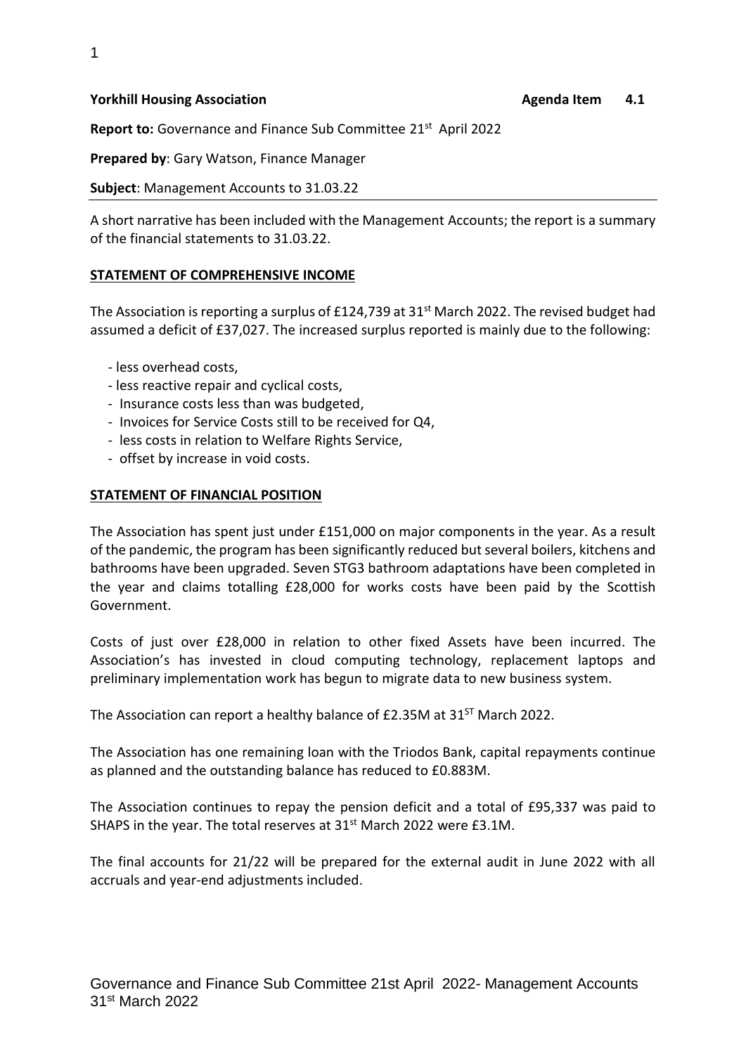**Yorkhill Housing Association** **Agenda Item 4.1**

**Report to:** Governance and Finance Sub Committee 21st April 2022

**Prepared by**: Gary Watson, Finance Manager

**Subject**: Management Accounts to 31.03.22

A short narrative has been included with the Management Accounts; the report is a summary of the financial statements to 31.03.22.

## STATEMENT OF COMPREHENSIVE INCOME

The Association is reporting a surplus of £124,739 at 31st March 2022. The revised budget had assumed a deficit of £37,027. The increased surplus reported is mainly due to the following:

- less overhead costs,
- less reactive repair and cyclical costs,
- Insurance costs less than was budgeted,
- Invoices for Service Costs still to be received for Q4,
- less costs in relation to Welfare Rights Service,
- offset by increase in void costs.

## STATEMENT OF FINANCIAL POSITION

The Association has spent just under £151,000 on major components in the year. As a result of the pandemic, the program has been significantly reduced but several boilers, kitchens and bathrooms have been upgraded. Seven STG3 bathroom adaptations have been completed in the year and claims totalling £28,000 for works costs have been paid by the Scottish Government.

Costs of just over £28,000 in relation to other fixed Assets have been incurred. The Association's has invested in cloud computing technology, replacement laptops and preliminary implementation work has begun to migrate data to new business system.

The Association can report a healthy balance of £2.35M at 31ST March 2022.

The Association has one remaining loan with the Triodos Bank, capital repayments continue as planned and the outstanding balance has reduced to £0.883M.

The Association continues to repay the pension deficit and a total of £95,337 was paid to SHAPS in the year. The total reserves at 31st March 2022 were £3.1M.

The final accounts for 21/22 will be prepared for the external audit in June 2022 with all accruals and year-end adjustments included.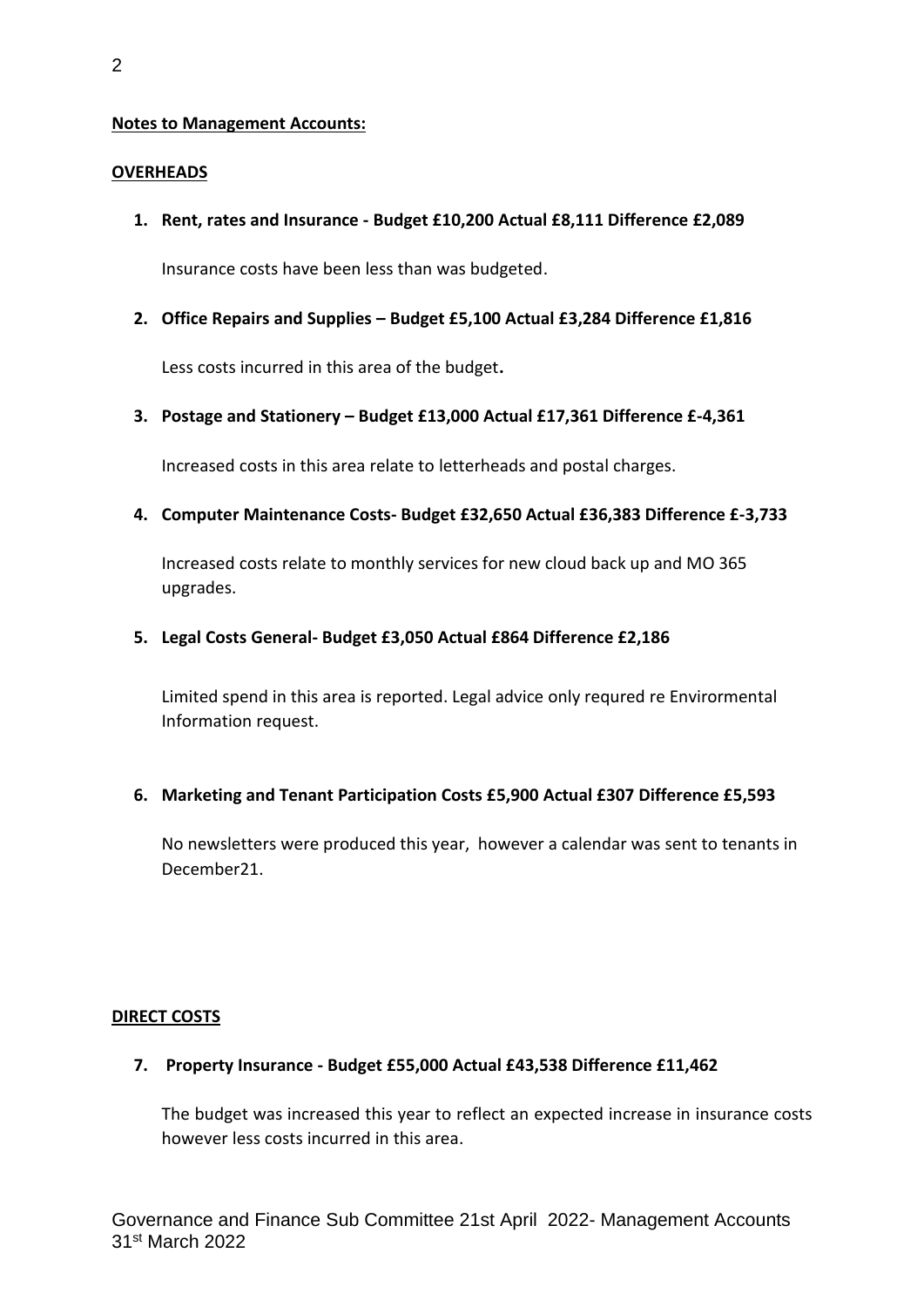**Notes to Management Accounts:**

**OVERHEADS**

1. **Rent, rates and Insurance - Budget £10,200 Actual £8,111 Difference £2,089**

   Insurance costs have been less than was budgeted.

2. **Office Repairs and Supplies – Budget £5,100 Actual £3,284 Difference £1,816**

   Less costs incurred in this area of the budget**.**

3. **Postage and Stationery – Budget £13,000 Actual £17,361 Difference £-4,361**

   Increased costs in this area relate to letterheads and postal charges.

4. **Computer Maintenance Costs- Budget £32,650 Actual £36,383 Difference £-3,733**

   Increased costs relate to monthly services for new cloud back up and MO 365 upgrades.

5. **Legal Costs General- Budget £3,050 Actual £864 Difference £2,186**

   Limited spend in this area is reported. Legal advice only requred re Envirormental Information request.

6. **Marketing and Tenant Participation Costs £5,900 Actual £307 Difference £5,593**

   No newsletters were produced this year, however a calendar was sent to tenants in December21.

**DIRECT COSTS**

7. **Property Insurance - Budget £55,000 Actual £43,538 Difference £11,462**

   The budget was increased this year to reflect an expected increase in insurance costs however less costs incurred in this area.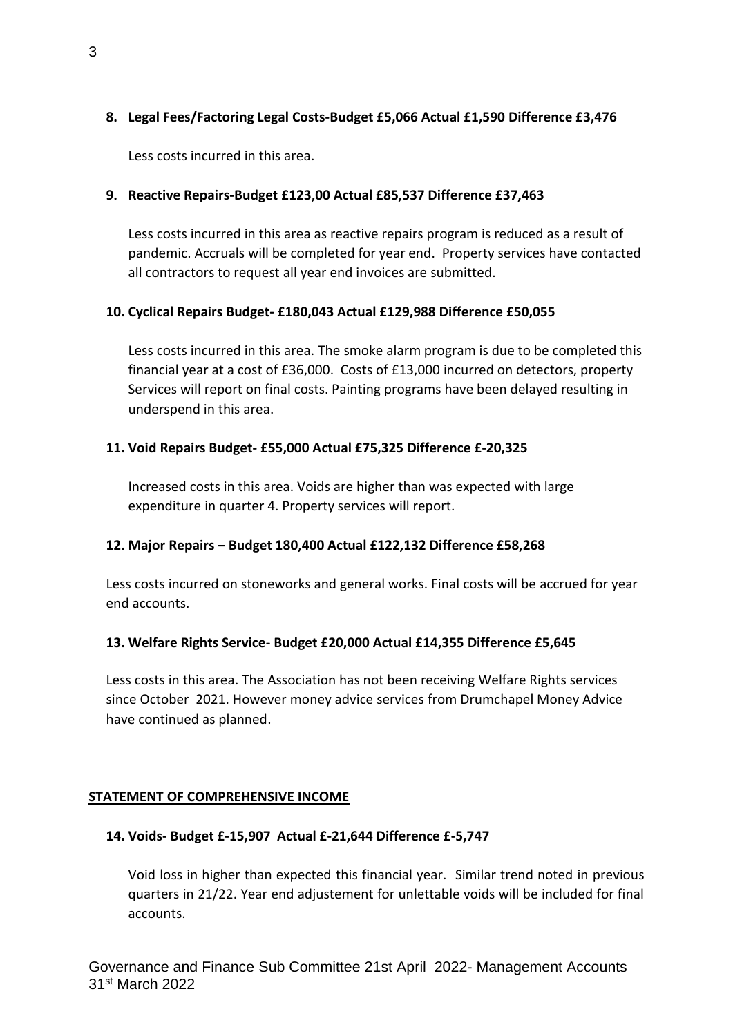**8. Legal Fees/Factoring Legal Costs-Budget £5,066 Actual £1,590 Difference £3,476**

Less costs incurred in this area.

**9. Reactive Repairs-Budget £123,00 Actual £85,537 Difference £37,463**

Less costs incurred in this area as reactive repairs program is reduced as a result of pandemic. Accruals will be completed for year end. Property services have contacted all contractors to request all year end invoices are submitted.

**10. Cyclical Repairs Budget- £180,043 Actual £129,988 Difference £50,055**

Less costs incurred in this area. The smoke alarm program is due to be completed this financial year at a cost of £36,000. Costs of £13,000 incurred on detectors, property Services will report on final costs. Painting programs have been delayed resulting in underspend in this area.

**11. Void Repairs Budget- £55,000 Actual £75,325 Difference £-20,325**

Increased costs in this area. Voids are higher than was expected with large expenditure in quarter 4. Property services will report.

**12. Major Repairs – Budget 180,400 Actual £122,132 Difference £58,268**

Less costs incurred on stoneworks and general works. Final costs will be accrued for year end accounts.

**13. Welfare Rights Service- Budget £20,000 Actual £14,355 Difference £5,645**

Less costs in this area. The Association has not been receiving Welfare Rights services since October 2021. However money advice services from Drumchapel Money Advice have continued as planned.

**STATEMENT OF COMPREHENSIVE INCOME**

**14. Voids- Budget £-15,907 Actual £-21,644 Difference £-5,747**

Void loss in higher than expected this financial year. Similar trend noted in previous quarters in 21/22. Year end adjustement for unlettable voids will be included for final accounts.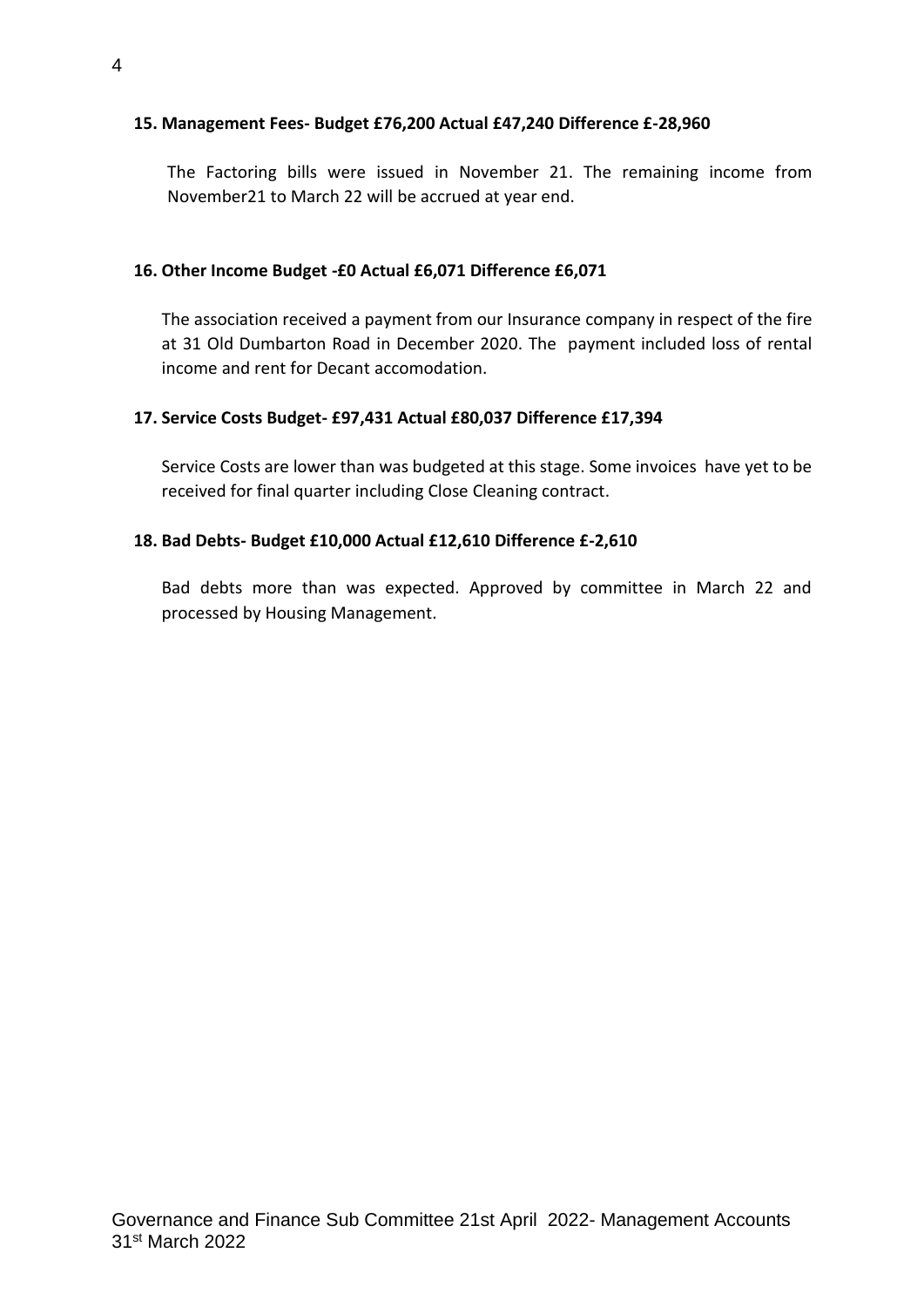**15. Management Fees- Budget £76,200 Actual £47,240 Difference £-28,960**

The Factoring bills were issued in November 21. The remaining income from November21 to March 22 will be accrued at year end.

**16. Other Income Budget -£0 Actual £6,071 Difference £6,071**

The association received a payment from our Insurance company in respect of the fire at 31 Old Dumbarton Road in December 2020. The payment included loss of rental income and rent for Decant accomodation.

**17. Service Costs Budget- £97,431 Actual £80,037 Difference £17,394**

Service Costs are lower than was budgeted at this stage. Some invoices have yet to be received for final quarter including Close Cleaning contract.

**18. Bad Debts- Budget £10,000 Actual £12,610 Difference £-2,610**

Bad debts more than was expected. Approved by committee in March 22 and processed by Housing Management.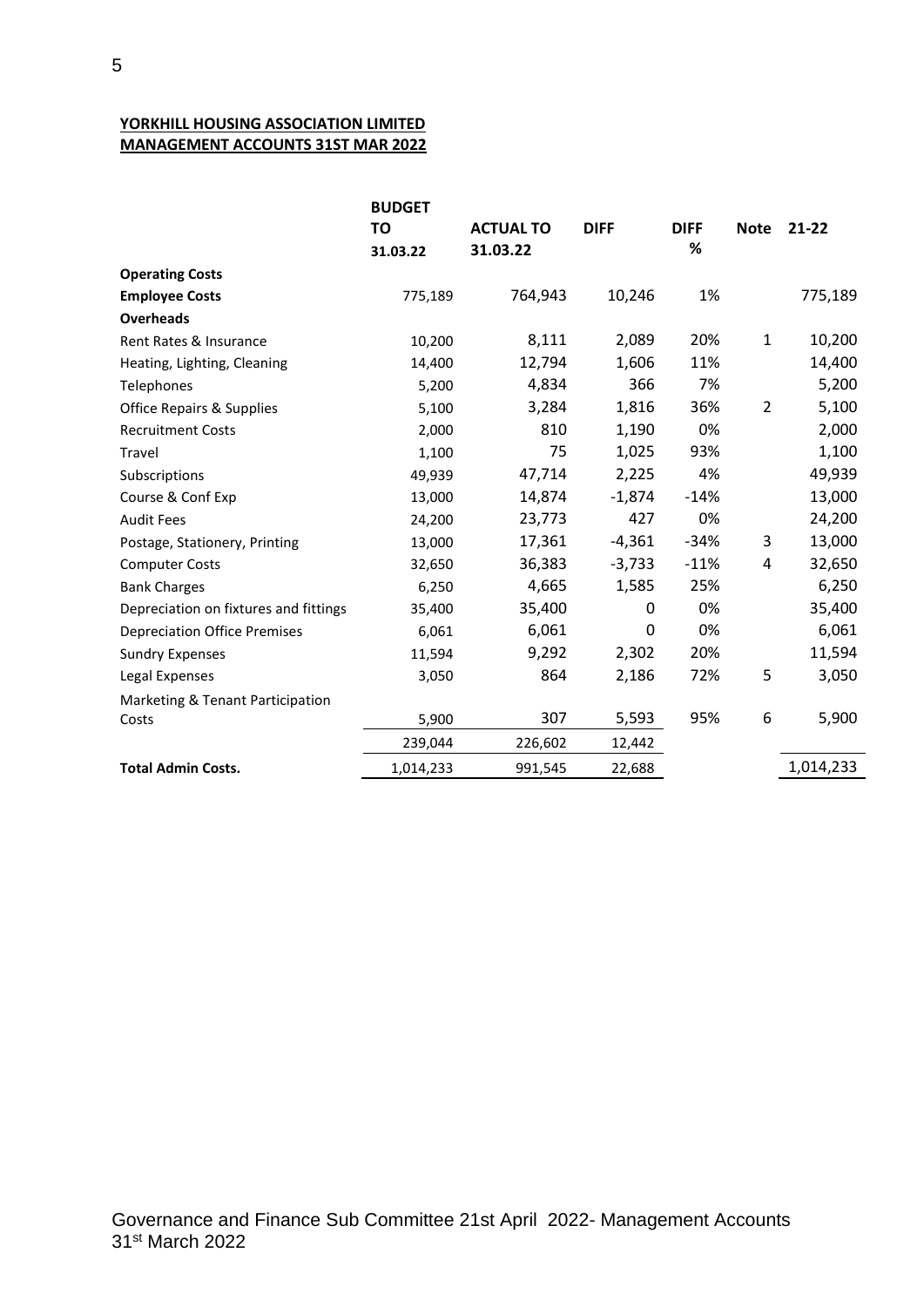**YORKHILL HOUSING ASSOCIATION LIMITED**
**MANAGEMENT ACCOUNTS 31ST MAR 2022**

| | BUDGET TO 31.03.22 | ACTUAL TO 31.03.22 | DIFF | DIFF % | Note | 21-22 |
|---|---|---|---|---|---|---|
| **Operating Costs** | | | | | | |
| **Employee Costs** | 775,189 | 764,943 | 10,246 | 1% | | 775,189 |
| **Overheads** | | | | | | |
| Rent Rates & Insurance | 10,200 | 8,111 | 2,089 | 20% | 1 | 10,200 |
| Heating, Lighting, Cleaning | 14,400 | 12,794 | 1,606 | 11% | | 14,400 |
| Telephones | 5,200 | 4,834 | 366 | 7% | | 5,200 |
| Office Repairs & Supplies | 5,100 | 3,284 | 1,816 | 36% | 2 | 5,100 |
| Recruitment Costs | 2,000 | 810 | 1,190 | 0% | | 2,000 |
| Travel | 1,100 | 75 | 1,025 | 93% | | 1,100 |
| Subscriptions | 49,939 | 47,714 | 2,225 | 4% | | 49,939 |
| Course & Conf Exp | 13,000 | 14,874 | -1,874 | -14% | | 13,000 |
| Audit Fees | 24,200 | 23,773 | 427 | 0% | | 24,200 |
| Postage, Stationery, Printing | 13,000 | 17,361 | -4,361 | -34% | 3 | 13,000 |
| Computer Costs | 32,650 | 36,383 | -3,733 | -11% | 4 | 32,650 |
| Bank Charges | 6,250 | 4,665 | 1,585 | 25% | | 6,250 |
| Depreciation on fixtures and fittings | 35,400 | 35,400 | 0 | 0% | | 35,400 |
| Depreciation Office Premises | 6,061 | 6,061 | 0 | 0% | | 6,061 |
| Sundry Expenses | 11,594 | 9,292 | 2,302 | 20% | | 11,594 |
| Legal Expenses | 3,050 | 864 | 2,186 | 72% | 5 | 3,050 |
| Marketing & Tenant Participation Costs | 5,900 | 307 | 5,593 | 95% | 6 | 5,900 |
| | 239,044 | 226,602 | 12,442 | | | |
| **Total Admin Costs.** | 1,014,233 | 991,545 | 22,688 | | | 1,014,233 |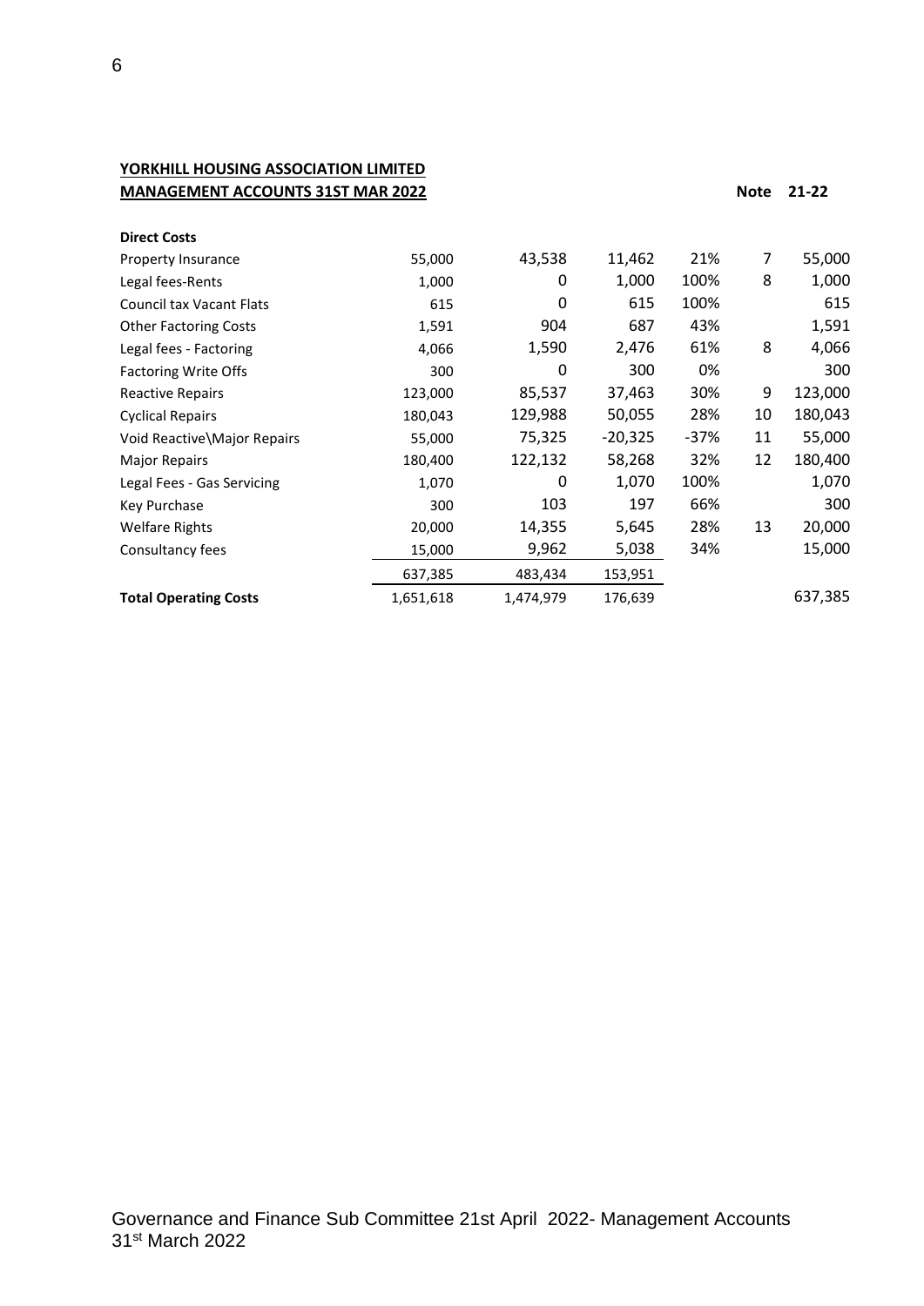**YORKHILL HOUSING ASSOCIATION LIMITED**
**MANAGEMENT ACCOUNTS 31ST MAR 2022**

| | | | | | Note | 21-22 |
|---|---|---|---|---|---|---|
| **Direct Costs** | | | | | | |
| Property Insurance | 55,000 | 43,538 | 11,462 | 21% | 7 | 55,000 |
| Legal fees-Rents | 1,000 | 0 | 1,000 | 100% | 8 | 1,000 |
| Council tax Vacant Flats | 615 | 0 | 615 | 100% | | 615 |
| Other Factoring Costs | 1,591 | 904 | 687 | 43% | | 1,591 |
| Legal fees - Factoring | 4,066 | 1,590 | 2,476 | 61% | 8 | 4,066 |
| Factoring Write Offs | 300 | 0 | 300 | 0% | | 300 |
| Reactive Repairs | 123,000 | 85,537 | 37,463 | 30% | 9 | 123,000 |
| Cyclical Repairs | 180,043 | 129,988 | 50,055 | 28% | 10 | 180,043 |
| Void Reactive\Major Repairs | 55,000 | 75,325 | -20,325 | -37% | 11 | 55,000 |
| Major Repairs | 180,400 | 122,132 | 58,268 | 32% | 12 | 180,400 |
| Legal Fees - Gas Servicing | 1,070 | 0 | 1,070 | 100% | | 1,070 |
| Key Purchase | 300 | 103 | 197 | 66% | | 300 |
| Welfare Rights | 20,000 | 14,355 | 5,645 | 28% | 13 | 20,000 |
| Consultancy fees | 15,000 | 9,962 | 5,038 | 34% | | 15,000 |
| | 637,385 | 483,434 | 153,951 | | | |
| **Total Operating Costs** | 1,651,618 | 1,474,979 | 176,639 | | | 637,385 |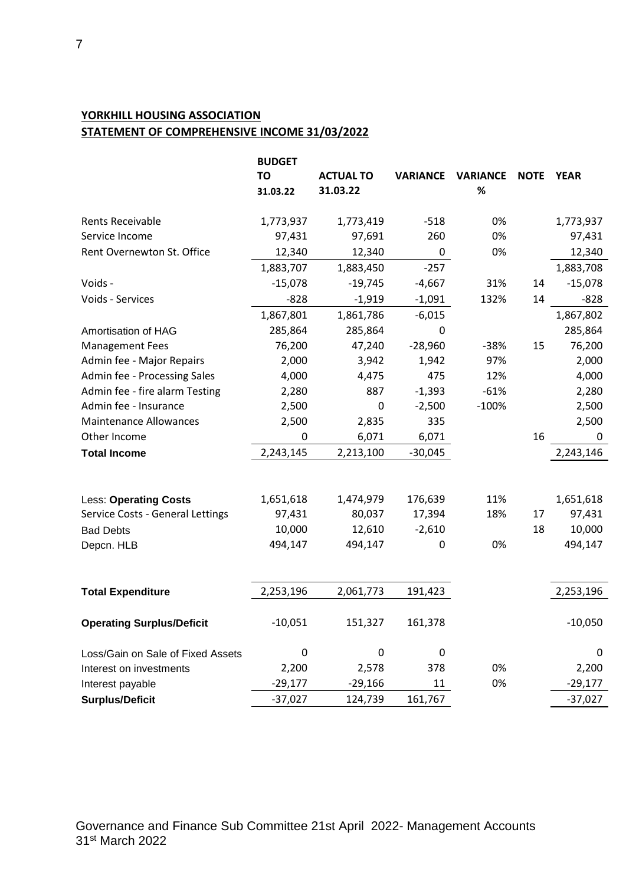**YORKHILL HOUSING ASSOCIATION**
**STATEMENT OF COMPREHENSIVE INCOME 31/03/2022**

| | BUDGET TO 31.03.22 | ACTUAL TO 31.03.22 | VARIANCE | VARIANCE % | NOTE | YEAR |
|---|---|---|---|---|---|---|
| Rents Receivable | 1,773,937 | 1,773,419 | -518 | 0% | | 1,773,937 |
| Service Income | 97,431 | 97,691 | 260 | 0% | | 97,431 |
| Rent Overnewton St. Office | 12,340 | 12,340 | 0 | 0% | | 12,340 |
| | 1,883,707 | 1,883,450 | -257 | | | 1,883,708 |
| Voids - | -15,078 | -19,745 | -4,667 | 31% | 14 | -15,078 |
| Voids - Services | -828 | -1,919 | -1,091 | 132% | 14 | -828 |
| | 1,867,801 | 1,861,786 | -6,015 | | | 1,867,802 |
| Amortisation of HAG | 285,864 | 285,864 | 0 | | | 285,864 |
| Management Fees | 76,200 | 47,240 | -28,960 | -38% | 15 | 76,200 |
| Admin fee - Major Repairs | 2,000 | 3,942 | 1,942 | 97% | | 2,000 |
| Admin fee - Processing Sales | 4,000 | 4,475 | 475 | 12% | | 4,000 |
| Admin fee - fire alarm Testing | 2,280 | 887 | -1,393 | -61% | | 2,280 |
| Admin fee - Insurance | 2,500 | 0 | -2,500 | -100% | | 2,500 |
| Maintenance Allowances | 2,500 | 2,835 | 335 | | | 2,500 |
| Other Income | 0 | 6,071 | 6,071 | | 16 | 0 |
| **Total Income** | 2,243,145 | 2,213,100 | -30,045 | | | 2,243,146 |
| | | | | | | |
| Less: **Operating Costs** | 1,651,618 | 1,474,979 | 176,639 | 11% | | 1,651,618 |
| Service Costs - General Lettings | 97,431 | 80,037 | 17,394 | 18% | 17 | 97,431 |
| Bad Debts | 10,000 | 12,610 | -2,610 | | 18 | 10,000 |
| Depcn. HLB | 494,147 | 494,147 | 0 | 0% | | 494,147 |
| | | | | | | |
| **Total Expenditure** | 2,253,196 | 2,061,773 | 191,423 | | | 2,253,196 |
| | | | | | | |
| **Operating Surplus/Deficit** | -10,051 | 151,327 | 161,378 | | | -10,050 |
| | | | | | | |
| Loss/Gain on Sale of Fixed Assets | 0 | 0 | 0 | | | 0 |
| Interest on investments | 2,200 | 2,578 | 378 | 0% | | 2,200 |
| Interest payable | -29,177 | -29,166 | 11 | 0% | | -29,177 |
| **Surplus/Deficit** | -37,027 | 124,739 | 161,767 | | | -37,027 |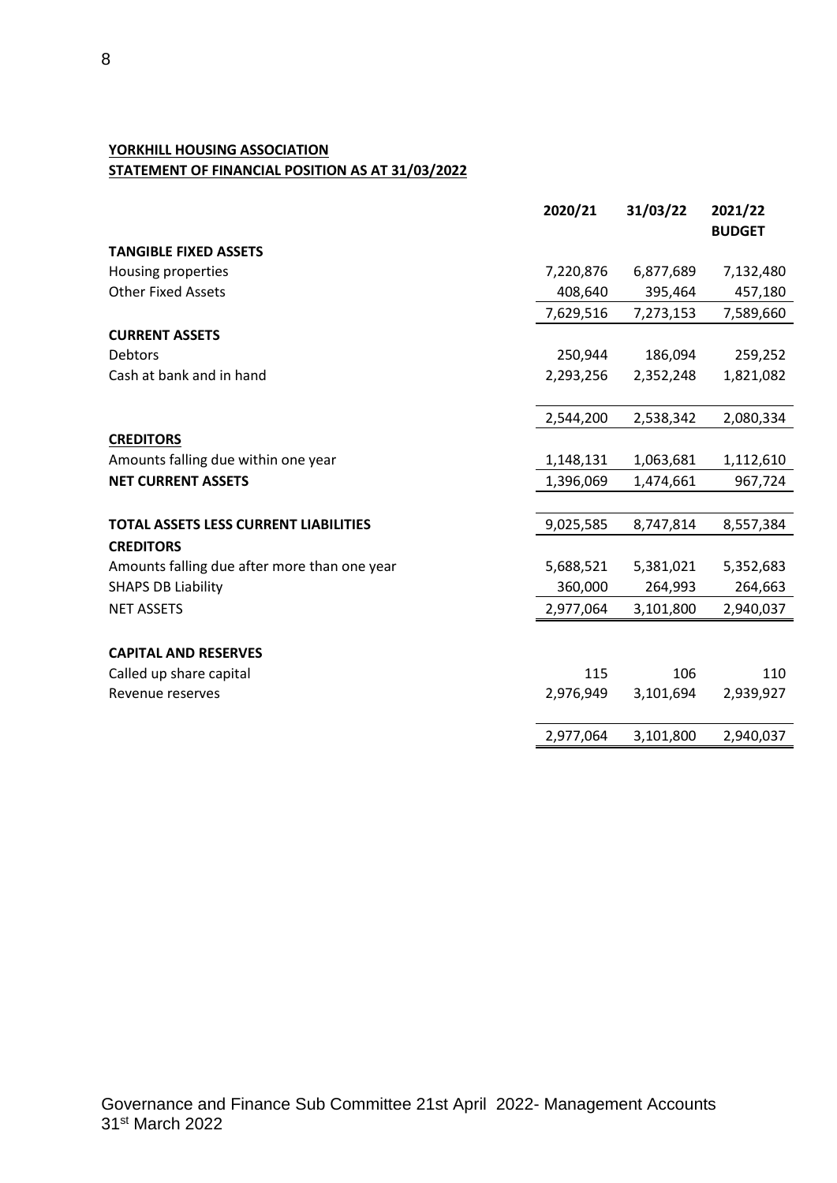**YORKHILL HOUSING ASSOCIATION**
**STATEMENT OF FINANCIAL POSITION AS AT 31/03/2022**

| | 2020/21 | 31/03/22 | 2021/22 BUDGET |
|---|---|---|---|
| **TANGIBLE FIXED ASSETS** | | | |
| Housing properties | 7,220,876 | 6,877,689 | 7,132,480 |
| Other Fixed Assets | 408,640 | 395,464 | 457,180 |
| | 7,629,516 | 7,273,153 | 7,589,660 |
| **CURRENT ASSETS** | | | |
| Debtors | 250,944 | 186,094 | 259,252 |
| Cash at bank and in hand | 2,293,256 | 2,352,248 | 1,821,082 |
| | 2,544,200 | 2,538,342 | 2,080,334 |
| **CREDITORS** | | | |
| Amounts falling due within one year | 1,148,131 | 1,063,681 | 1,112,610 |
| **NET CURRENT ASSETS** | 1,396,069 | 1,474,661 | 967,724 |
| **TOTAL ASSETS LESS CURRENT LIABILITIES** | 9,025,585 | 8,747,814 | 8,557,384 |
| **CREDITORS** | | | |
| Amounts falling due after more than one year | 5,688,521 | 5,381,021 | 5,352,683 |
| SHAPS DB Liability | 360,000 | 264,993 | 264,663 |
| NET ASSETS | 2,977,064 | 3,101,800 | 2,940,037 |
| **CAPITAL AND RESERVES** | | | |
| Called up share capital | 115 | 106 | 110 |
| Revenue reserves | 2,976,949 | 3,101,694 | 2,939,927 |
| | 2,977,064 | 3,101,800 | 2,940,037 |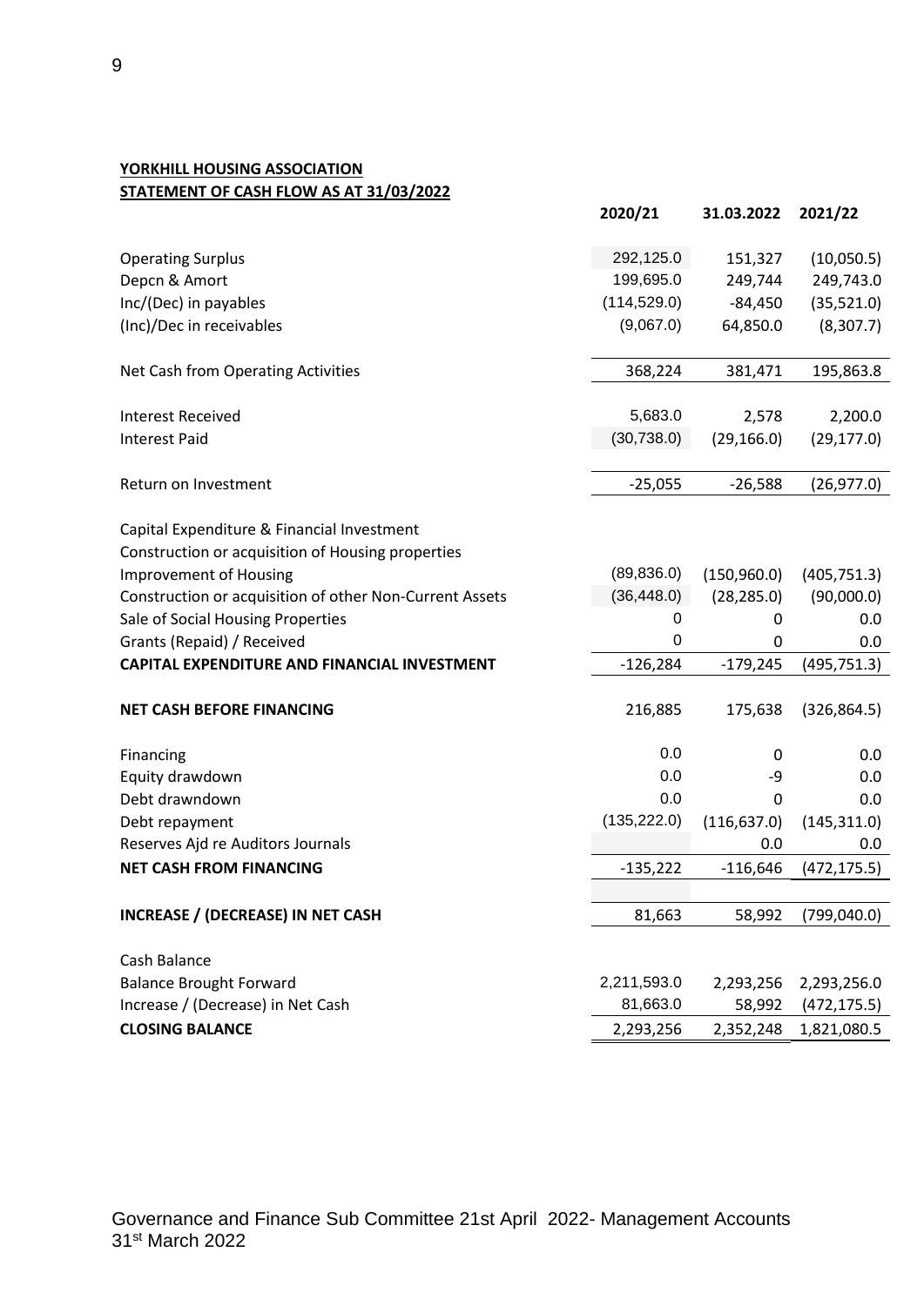**YORKHILL HOUSING ASSOCIATION**
**STATEMENT OF CASH FLOW AS AT 31/03/2022**

| | 2020/21 | 31.03.2022 | 2021/22 |
|---|---|---|---|
| Operating Surplus | 292,125.0 | 151,327 | (10,050.5) |
| Depcn & Amort | 199,695.0 | 249,744 | 249,743.0 |
| Inc/(Dec) in payables | (114,529.0) | -84,450 | (35,521.0) |
| (Inc)/Dec in receivables | (9,067.0) | 64,850.0 | (8,307.7) |
| Net Cash from Operating Activities | 368,224 | 381,471 | 195,863.8 |
| Interest Received | 5,683.0 | 2,578 | 2,200.0 |
| Interest Paid | (30,738.0) | (29,166.0) | (29,177.0) |
| Return on Investment | -25,055 | -26,588 | (26,977.0) |
| Capital Expenditure & Financial Investment | | | |
| Construction or acquisition of Housing properties | | | |
| Improvement of Housing | (89,836.0) | (150,960.0) | (405,751.3) |
| Construction or acquisition of other Non-Current Assets | (36,448.0) | (28,285.0) | (90,000.0) |
| Sale of Social Housing Properties | 0 | 0 | 0.0 |
| Grants (Repaid) / Received | 0 | 0 | 0.0 |
| **CAPITAL EXPENDITURE AND FINANCIAL INVESTMENT** | -126,284 | -179,245 | (495,751.3) |
| **NET CASH BEFORE FINANCING** | 216,885 | 175,638 | (326,864.5) |
| Financing | 0.0 | 0 | 0.0 |
| Equity drawdown | 0.0 | -9 | 0.0 |
| Debt drawndown | 0.0 | 0 | 0.0 |
| Debt repayment | (135,222.0) | (116,637.0) | (145,311.0) |
| Reserves Ajd re Auditors Journals | | 0.0 | 0.0 |
| **NET CASH FROM FINANCING** | -135,222 | -116,646 | (472,175.5) |
| **INCREASE / (DECREASE) IN NET CASH** | 81,663 | 58,992 | (799,040.0) |
| Cash Balance | | | |
| Balance Brought Forward | 2,211,593.0 | 2,293,256 | 2,293,256.0 |
| Increase / (Decrease) in Net Cash | 81,663.0 | 58,992 | (472,175.5) |
| **CLOSING BALANCE** | 2,293,256 | 2,352,248 | 1,821,080.5 |

Governance and Finance Sub Committee 21st April 2022- Management Accounts 31st March 2022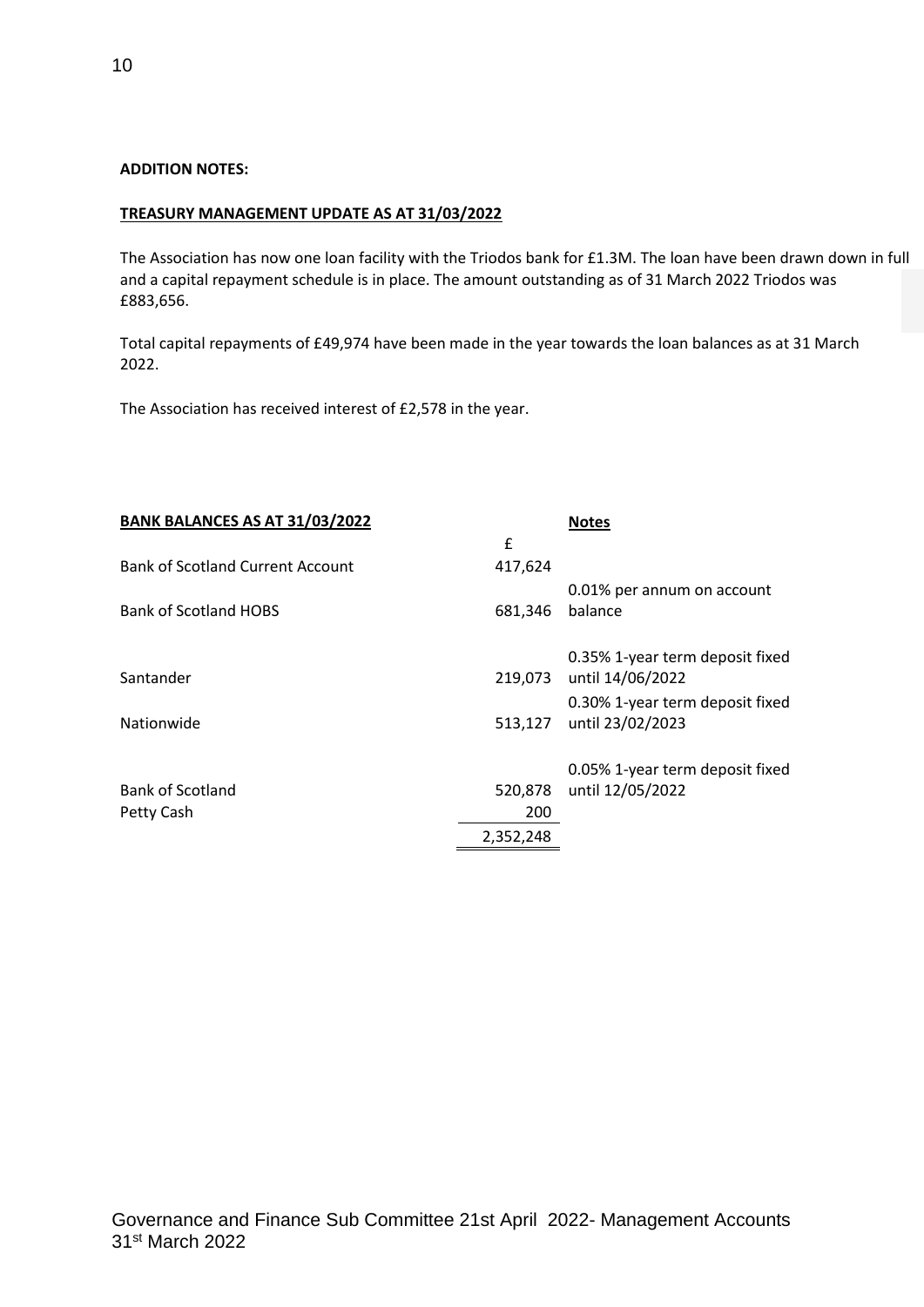**ADDITION NOTES:**

**TREASURY MANAGEMENT UPDATE AS AT 31/03/2022**

The Association has now one loan facility with the Triodos bank for £1.3M. The loan have been drawn down in full and a capital repayment schedule is in place. The amount outstanding as of 31 March 2022 Triodos was £883,656.

Total capital repayments of £49,974 have been made in the year towards the loan balances as at 31 March 2022.

The Association has received interest of £2,578 in the year.

| **BANK BALANCES AS AT 31/03/2022** | £ | **Notes** |
|---|---|---|
| Bank of Scotland Current Account | 417,624 | |
| Bank of Scotland HOBS | 681,346 | 0.01% per annum on account balance |
| Santander | 219,073 | 0.35% 1-year term deposit fixed until 14/06/2022 |
| Nationwide | 513,127 | 0.30% 1-year term deposit fixed until 23/02/2023 |
| Bank of Scotland | 520,878 | 0.05% 1-year term deposit fixed until 12/05/2022 |
| Petty Cash | 200 | |
| | 2,352,248 | |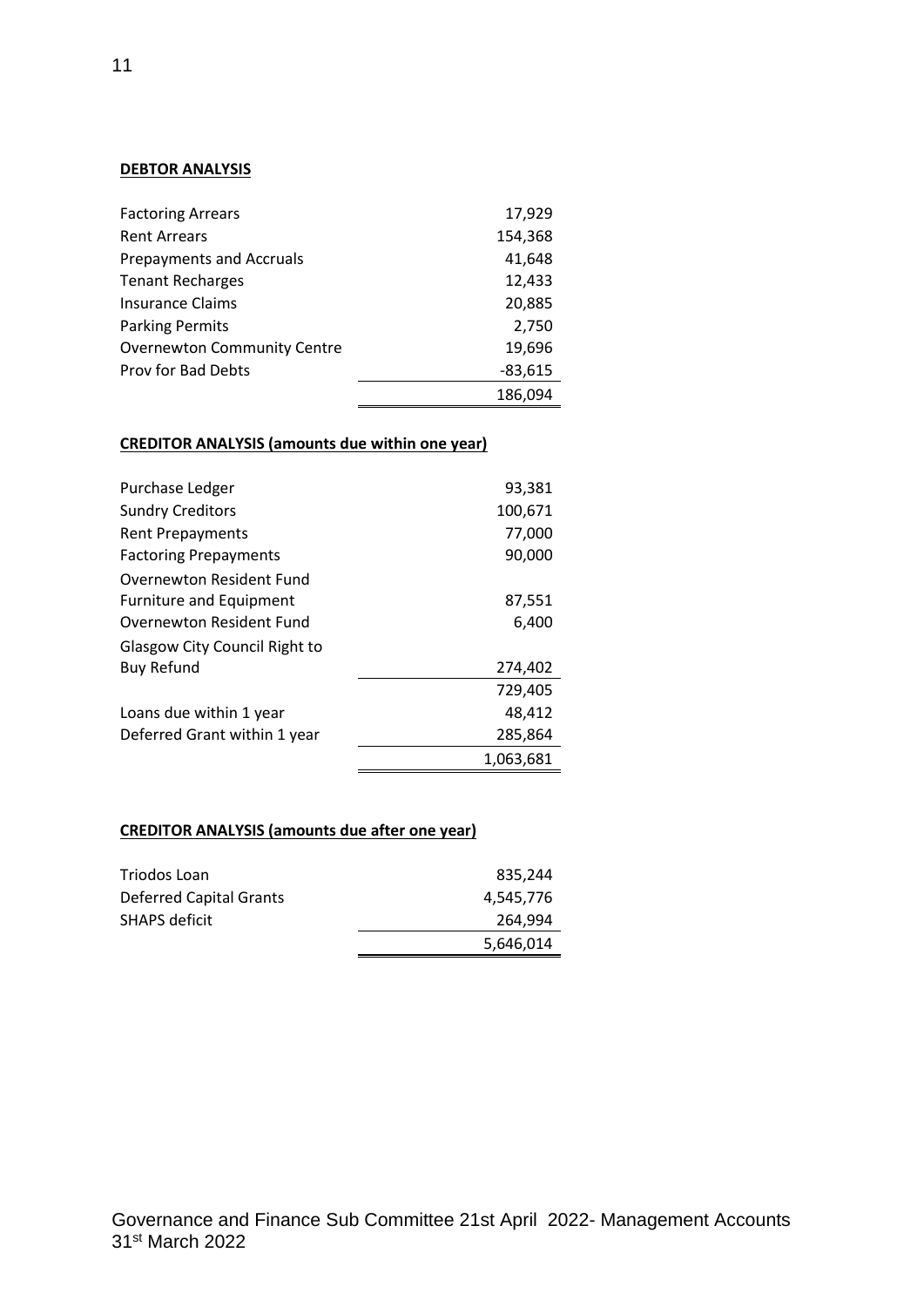**DEBTOR ANALYSIS**

| | |
|---|---:|
| Factoring Arrears | 17,929 |
| Rent Arrears | 154,368 |
| Prepayments and Accruals | 41,648 |
| Tenant Recharges | 12,433 |
| Insurance Claims | 20,885 |
| Parking Permits | 2,750 |
| Overnewton Community Centre | 19,696 |
| Prov for Bad Debts | -83,615 |
| | 186,094 |

**CREDITOR ANALYSIS (amounts due within one year)**

| | |
|---|---:|
| Purchase Ledger | 93,381 |
| Sundry Creditors | 100,671 |
| Rent Prepayments | 77,000 |
| Factoring Prepayments | 90,000 |
| Overnewton Resident Fund Furniture and Equipment | 87,551 |
| Overnewton Resident Fund | 6,400 |
| Glasgow City Council Right to Buy Refund | 274,402 |
| | 729,405 |
| Loans due within 1 year | 48,412 |
| Deferred Grant within 1 year | 285,864 |
| | 1,063,681 |

**CREDITOR ANALYSIS (amounts due after one year)**

| | |
|---|---:|
| Triodos Loan | 835,244 |
| Deferred Capital Grants | 4,545,776 |
| SHAPS deficit | 264,994 |
| | 5,646,014 |